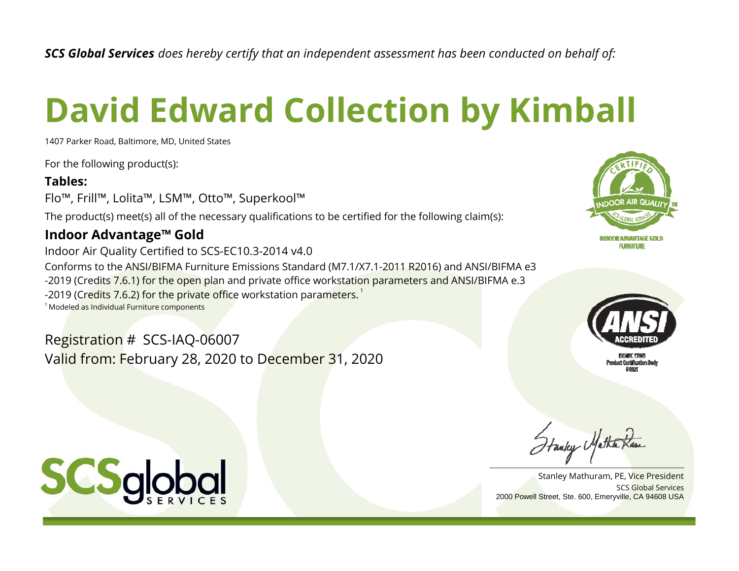*SCS Global Services does hereby certify that an independent assessment has been conducted on behalf of:*

# David Edward Collection by Kimball

1407 Parker Road, Baltimore, MD, United States

For the following product(s):

**Tables:**

Flo™, Frill™, Lolita™, LSM™, Otto™, Superkool™

The product(s) meet(s) all of the necessary qualifications to be certified for the following claim(s):

## Indoor Advantage™ Gold

Indoor Air Quality Certified to SCS-EC10.3-2014 v4.0

Conforms to the ANSI/BIFMA Furniture Emissions Standard (M7.1/X7.1-2011 R2016) and ANSI/BIFMA e3 -2019 (Credits 7.6.1) for the open plan and private office workstation parameters and ANSI/BIFMA e.3 -2019 (Credits 7.6.2) for the private office workstation parameters.[1]

[1] Modeled as Individual Furniture components

Registration # SCS-IAQ-06007

Valid from: February 28, 2020 to December 31, 2020

CERTIFIED INDOOR AIR QUALITY SCS GLOBAL SERVICES

INDOOR ADVANTAGE GOLD FURNITURE

ANSI ACCREDITED

ISO/IEC 17065 Product Certification Body #0821

Stanley Mathuram, PE, Vice President
SCS Global Services
2000 Powell Street, Ste. 600, Emeryville, CA 94608 USA

SCSglobal SERVICES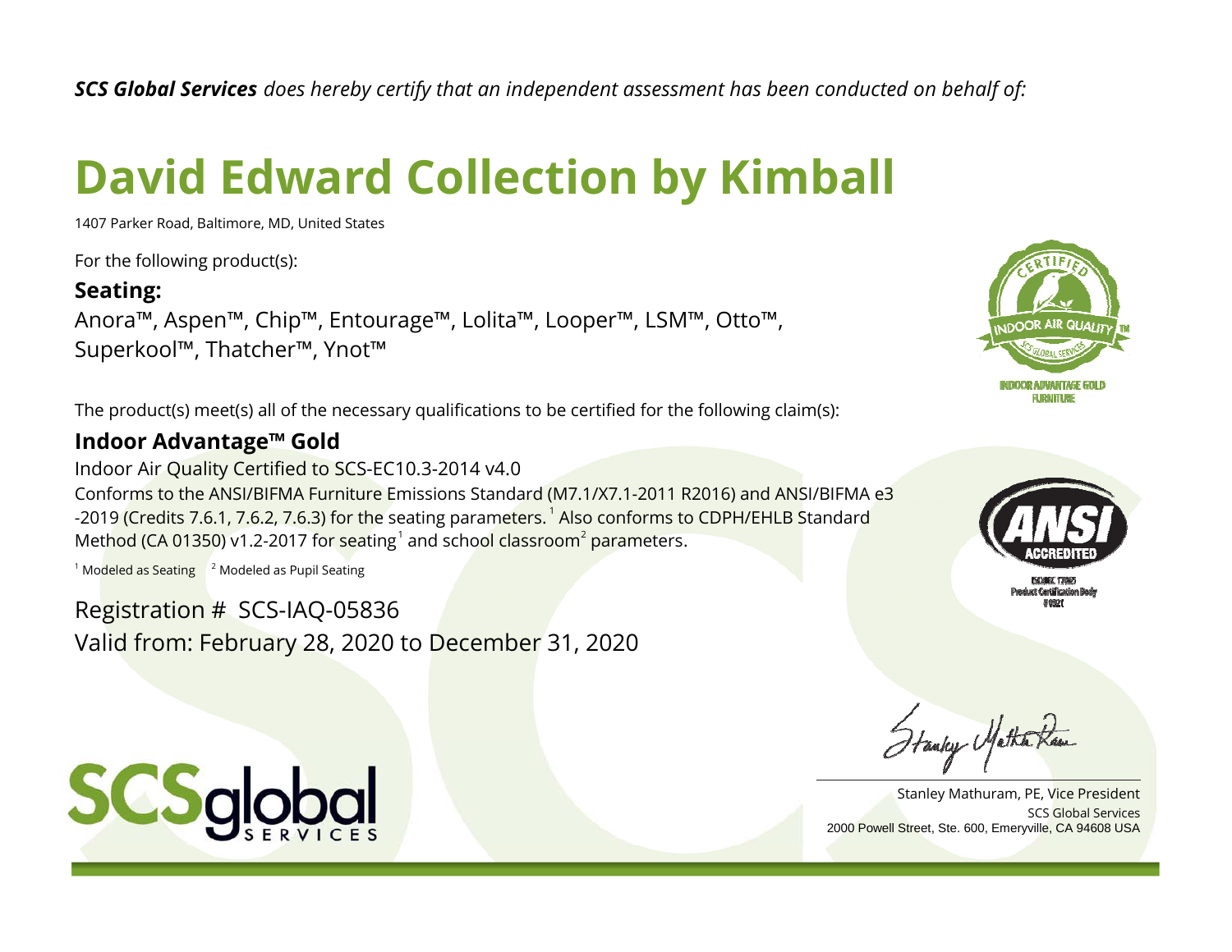***SCS Global Services*** *does hereby certify that an independent assessment has been conducted on behalf of:*

# David Edward Collection by Kimball

1407 Parker Road, Baltimore, MD, United States

For the following product(s):

**Seating:**

Anora™, Aspen™, Chip™, Entourage™, Lolita™, Looper™, LSM™, Otto™, Superkool™, Thatcher™, Ynot™

The product(s) meet(s) all of the necessary qualifications to be certified for the following claim(s):

**Indoor Advantage™ Gold**

Indoor Air Quality Certified to SCS-EC10.3-2014 v4.0

Conforms to the ANSI/BIFMA Furniture Emissions Standard (M7.1/X7.1-2011 R2016) and ANSI/BIFMA e3 -2019 (Credits 7.6.1, 7.6.2, 7.6.3) for the seating parameters. [1] Also conforms to CDPH/EHLB Standard Method (CA 01350) v1.2-2017 for seating[1] and school classroom[2] parameters.

[1] Modeled as Seating [2] Modeled as Pupil Seating

Registration # SCS-IAQ-05836

Valid from: February 28, 2020 to December 31, 2020

CERTIFIED INDOOR AIR QUALITY SCS GLOBAL SERVICES

INDOOR ADVANTAGE GOLD FURNITURE

ANSI ACCREDITED

ISO/IEC 17065 Product Certification Body #0921

Stanley Mathuram, PE, Vice President
SCS Global Services
2000 Powell Street, Ste. 600, Emeryville, CA 94608 USA

SCSglobal SERVICES